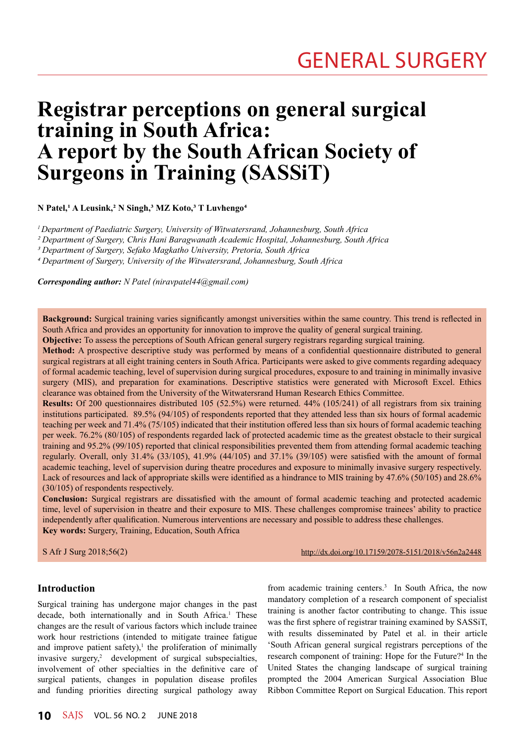GENERAL SURGERY

# Registrar perceptions on general surgical training in South Africa: A report by the South African Society of Surgeons in Training (SASSiT)

**N Patel,[1] A Leusink,[2] N Singh,[3] MZ Koto,[3] T Luvhengo[4]**

*[1] Department of Paediatric Surgery, University of Witwatersrand, Johannesburg, South Africa*
*[2] Department of Surgery, Chris Hani Baragwanath Academic Hospital, Johannesburg, South Africa*
*[3] Department of Surgery, Sefako Magkatho University, Pretoria, South Africa*
*[4] Department of Surgery, University of the Witwatersrand, Johannesburg, South Africa*

***Corresponding author:*** *N Patel (niravpatel44@gmail.com)*

**Background:** Surgical training varies significantly amongst universities within the same country. This trend is reflected in South Africa and provides an opportunity for innovation to improve the quality of general surgical training.

**Objective:** To assess the perceptions of South African general surgery registrars regarding surgical training.

**Method:** A prospective descriptive study was performed by means of a confidential questionnaire distributed to general surgical registrars at all eight training centers in South Africa. Participants were asked to give comments regarding adequacy of formal academic teaching, level of supervision during surgical procedures, exposure to and training in minimally invasive surgery (MIS), and preparation for examinations. Descriptive statistics were generated with Microsoft Excel. Ethics clearance was obtained from the University of the Witwatersrand Human Research Ethics Committee.

**Results:** Of 200 questionnaires distributed 105 (52.5%) were returned. 44% (105/241) of all registrars from six training institutions participated. 89.5% (94/105) of respondents reported that they attended less than six hours of formal academic teaching per week and 71.4% (75/105) indicated that their institution offered less than six hours of formal academic teaching per week. 76.2% (80/105) of respondents regarded lack of protected academic time as the greatest obstacle to their surgical training and 95.2% (99/105) reported that clinical responsibilities prevented them from attending formal academic teaching regularly. Overall, only 31.4% (33/105), 41.9% (44/105) and 37.1% (39/105) were satisfied with the amount of formal academic teaching, level of supervision during theatre procedures and exposure to minimally invasive surgery respectively. Lack of resources and lack of appropriate skills were identified as a hindrance to MIS training by 47.6% (50/105) and 28.6% (30/105) of respondents respectively.

**Conclusion:** Surgical registrars are dissatisfied with the amount of formal academic teaching and protected academic time, level of supervision in theatre and their exposure to MIS. These challenges compromise trainees' ability to practice independently after qualification. Numerous interventions are necessary and possible to address these challenges.

**Key words:** Surgery, Training, Education, South Africa

S Afr J Surg 2018;56(2) http://dx.doi.org/10.17159/2078-5151/2018/v56n2a2448

## Introduction

Surgical training has undergone major changes in the past decade, both internationally and in South Africa.[1] These changes are the result of various factors which include trainee work hour restrictions (intended to mitigate trainee fatigue and improve patient safety),[1] the proliferation of minimally invasive surgery,[2] development of surgical subspecialties, involvement of other specialties in the definitive care of surgical patients, changes in population disease profiles and funding priorities directing surgical pathology away from academic training centers.[3] In South Africa, the now mandatory completion of a research component of specialist training is another factor contributing to change. This issue was the first sphere of registrar training examined by SASSiT, with results disseminated by Patel et al. in their article 'South African general surgical registrars perceptions of the research component of training: Hope for the Future?[4] In the United States the changing landscape of surgical training prompted the 2004 American Surgical Association Blue Ribbon Committee Report on Surgical Education. This report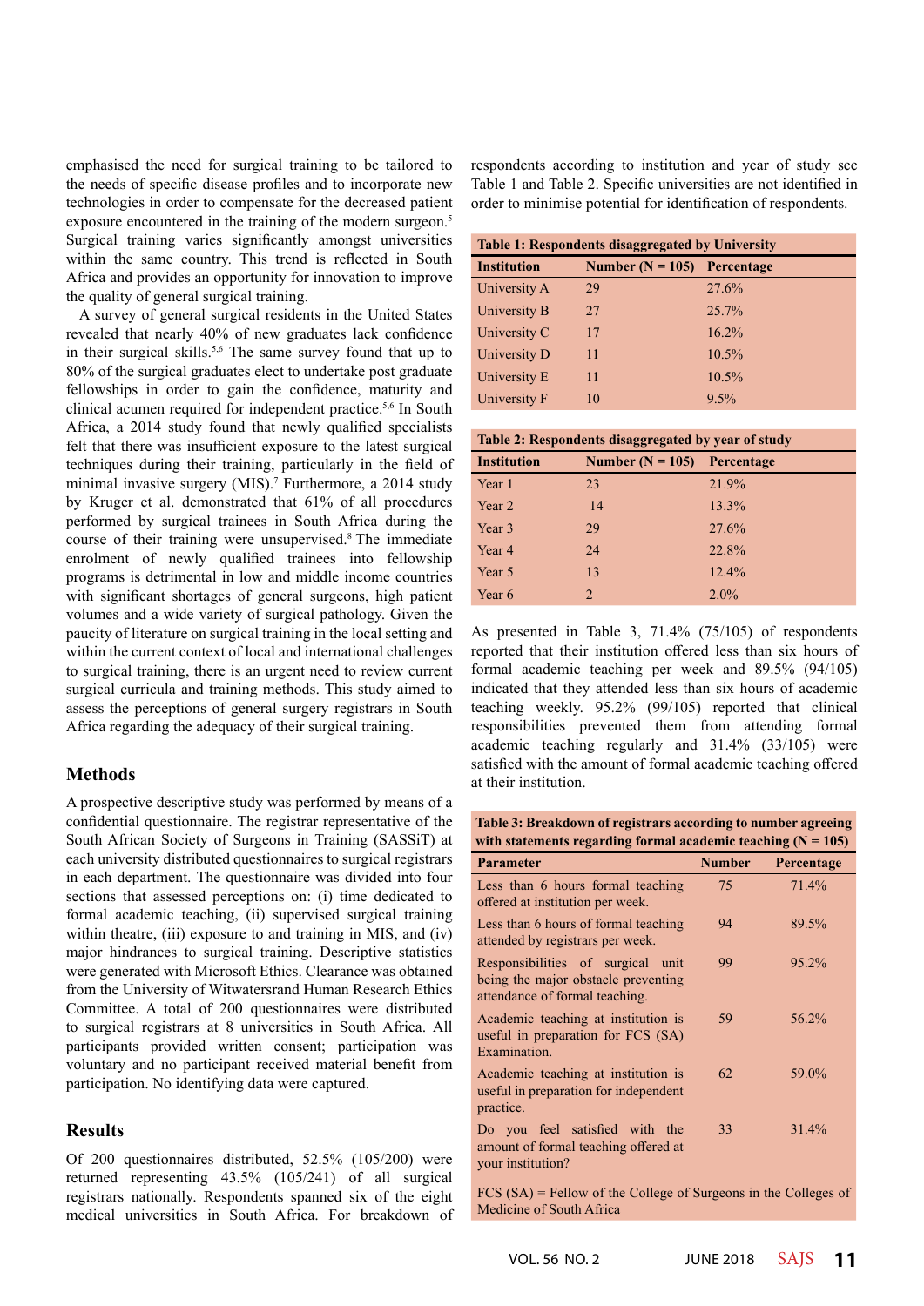emphasised the need for surgical training to be tailored to the needs of specific disease profiles and to incorporate new technologies in order to compensate for the decreased patient exposure encountered in the training of the modern surgeon.[5] Surgical training varies significantly amongst universities within the same country. This trend is reflected in South Africa and provides an opportunity for innovation to improve the quality of general surgical training.

A survey of general surgical residents in the United States revealed that nearly 40% of new graduates lack confidence in their surgical skills.[5,6] The same survey found that up to 80% of the surgical graduates elect to undertake post graduate fellowships in order to gain the confidence, maturity and clinical acumen required for independent practice.[5,6] In South Africa, a 2014 study found that newly qualified specialists felt that there was insufficient exposure to the latest surgical techniques during their training, particularly in the field of minimal invasive surgery (MIS).[7] Furthermore, a 2014 study by Kruger et al. demonstrated that 61% of all procedures performed by surgical trainees in South Africa during the course of their training were unsupervised.[8] The immediate enrolment of newly qualified trainees into fellowship programs is detrimental in low and middle income countries with significant shortages of general surgeons, high patient volumes and a wide variety of surgical pathology. Given the paucity of literature on surgical training in the local setting and within the current context of local and international challenges to surgical training, there is an urgent need to review current surgical curricula and training methods. This study aimed to assess the perceptions of general surgery registrars in South Africa regarding the adequacy of their surgical training.

## Methods

A prospective descriptive study was performed by means of a confidential questionnaire. The registrar representative of the South African Society of Surgeons in Training (SASSiT) at each university distributed questionnaires to surgical registrars in each department. The questionnaire was divided into four sections that assessed perceptions on: (i) time dedicated to formal academic teaching, (ii) supervised surgical training within theatre, (iii) exposure to and training in MIS, and (iv) major hindrances to surgical training. Descriptive statistics were generated with Microsoft Ethics. Clearance was obtained from the University of Witwatersrand Human Research Ethics Committee. A total of 200 questionnaires were distributed to surgical registrars at 8 universities in South Africa. All participants provided written consent; participation was voluntary and no participant received material benefit from participation. No identifying data were captured.

## Results

Of 200 questionnaires distributed, 52.5% (105/200) were returned representing 43.5% (105/241) of all surgical registrars nationally. Respondents spanned six of the eight medical universities in South Africa. For breakdown of respondents according to institution and year of study see Table 1 and Table 2. Specific universities are not identified in order to minimise potential for identification of respondents.

**Table 1: Respondents disaggregated by University**

| Institution | Number (N = 105) | Percentage |
|---|---|---|
| University A | 29 | 27.6% |
| University B | 27 | 25.7% |
| University C | 17 | 16.2% |
| University D | 11 | 10.5% |
| University E | 11 | 10.5% |
| University F | 10 | 9.5% |

**Table 2: Respondents disaggregated by year of study**

| Institution | Number (N = 105) | Percentage |
|---|---|---|
| Year 1 | 23 | 21.9% |
| Year 2 | 14 | 13.3% |
| Year 3 | 29 | 27.6% |
| Year 4 | 24 | 22.8% |
| Year 5 | 13 | 12.4% |
| Year 6 | 2 | 2.0% |

As presented in Table 3, 71.4% (75/105) of respondents reported that their institution offered less than six hours of formal academic teaching per week and 89.5% (94/105) indicated that they attended less than six hours of academic teaching weekly. 95.2% (99/105) reported that clinical responsibilities prevented them from attending formal academic teaching regularly and 31.4% (33/105) were satisfied with the amount of formal academic teaching offered at their institution.

**Table 3: Breakdown of registrars according to number agreeing with statements regarding formal academic teaching (N = 105)**

| Parameter | Number | Percentage |
|---|---|---|
| Less than 6 hours formal teaching offered at institution per week. | 75 | 71.4% |
| Less than 6 hours of formal teaching attended by registrars per week. | 94 | 89.5% |
| Responsibilities of surgical unit being the major obstacle preventing attendance of formal teaching. | 99 | 95.2% |
| Academic teaching at institution is useful in preparation for FCS (SA) Examination. | 59 | 56.2% |
| Academic teaching at institution is useful in preparation for independent practice. | 62 | 59.0% |
| Do you feel satisfied with the amount of formal teaching offered at your institution? | 33 | 31.4% |

FCS (SA) = Fellow of the College of Surgeons in the Colleges of Medicine of South Africa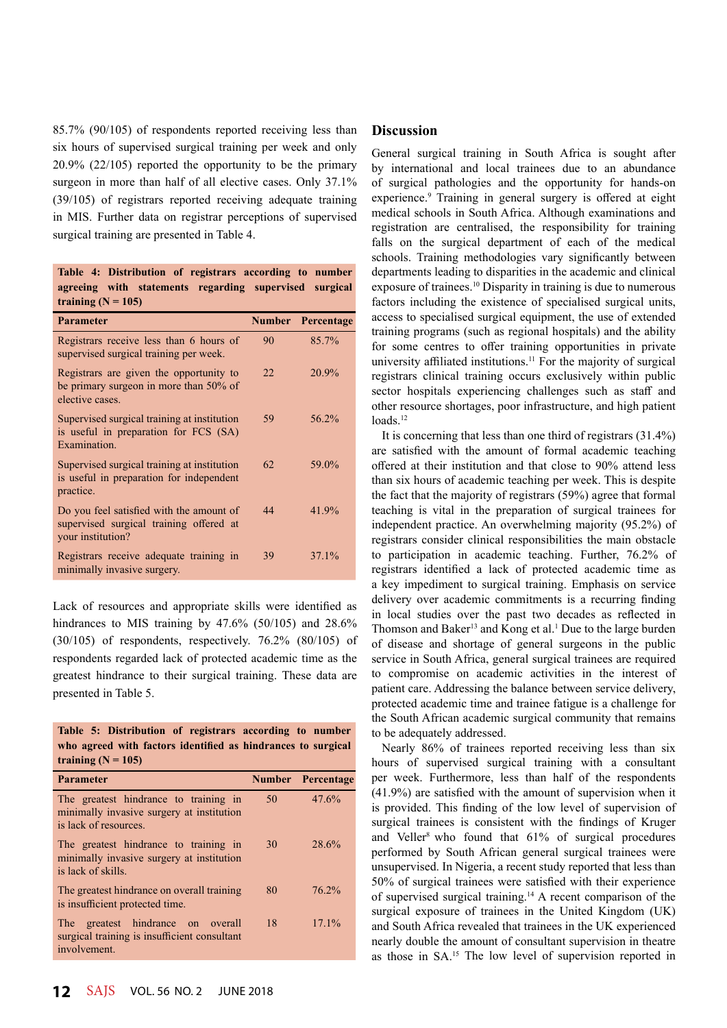85.7% (90/105) of respondents reported receiving less than six hours of supervised surgical training per week and only 20.9% (22/105) reported the opportunity to be the primary surgeon in more than half of all elective cases. Only 37.1% (39/105) of registrars reported receiving adequate training in MIS. Further data on registrar perceptions of supervised surgical training are presented in Table 4.

**Table 4: Distribution of registrars according to number agreeing with statements regarding supervised surgical training (N = 105)**

| Parameter | Number | Percentage |
|---|---|---|
| Registrars receive less than 6 hours of supervised surgical training per week. | 90 | 85.7% |
| Registrars are given the opportunity to be primary surgeon in more than 50% of elective cases. | 22 | 20.9% |
| Supervised surgical training at institution is useful in preparation for FCS (SA) Examination. | 59 | 56.2% |
| Supervised surgical training at institution is useful in preparation for independent practice. | 62 | 59.0% |
| Do you feel satisfied with the amount of supervised surgical training offered at your institution? | 44 | 41.9% |
| Registrars receive adequate training in minimally invasive surgery. | 39 | 37.1% |

Lack of resources and appropriate skills were identified as hindrances to MIS training by 47.6% (50/105) and 28.6% (30/105) of respondents, respectively. 76.2% (80/105) of respondents regarded lack of protected academic time as the greatest hindrance to their surgical training. These data are presented in Table 5.

**Table 5: Distribution of registrars according to number who agreed with factors identified as hindrances to surgical training (N = 105)**

| Parameter | Number | Percentage |
|---|---|---|
| The greatest hindrance to training in minimally invasive surgery at institution is lack of resources. | 50 | 47.6% |
| The greatest hindrance to training in minimally invasive surgery at institution is lack of skills. | 30 | 28.6% |
| The greatest hindrance on overall training is insufficient protected time. | 80 | 76.2% |
| The greatest hindrance on overall surgical training is insufficient consultant involvement. | 18 | 17.1% |

## Discussion

General surgical training in South Africa is sought after by international and local trainees due to an abundance of surgical pathologies and the opportunity for hands-on experience.[9] Training in general surgery is offered at eight medical schools in South Africa. Although examinations and registration are centralised, the responsibility for training falls on the surgical department of each of the medical schools. Training methodologies vary significantly between departments leading to disparities in the academic and clinical exposure of trainees.[10] Disparity in training is due to numerous factors including the existence of specialised surgical units, access to specialised surgical equipment, the use of extended training programs (such as regional hospitals) and the ability for some centres to offer training opportunities in private university affiliated institutions.[11] For the majority of surgical registrars clinical training occurs exclusively within public sector hospitals experiencing challenges such as staff and other resource shortages, poor infrastructure, and high patient loads.[12]

It is concerning that less than one third of registrars (31.4%) are satisfied with the amount of formal academic teaching offered at their institution and that close to 90% attend less than six hours of academic teaching per week. This is despite the fact that the majority of registrars (59%) agree that formal teaching is vital in the preparation of surgical trainees for independent practice. An overwhelming majority (95.2%) of registrars consider clinical responsibilities the main obstacle to participation in academic teaching. Further, 76.2% of registrars identified a lack of protected academic time as a key impediment to surgical training. Emphasis on service delivery over academic commitments is a recurring finding in local studies over the past two decades as reflected in Thomson and Baker[13] and Kong et al.[1] Due to the large burden of disease and shortage of general surgeons in the public service in South Africa, general surgical trainees are required to compromise on academic activities in the interest of patient care. Addressing the balance between service delivery, protected academic time and trainee fatigue is a challenge for the South African academic surgical community that remains to be adequately addressed.

Nearly 86% of trainees reported receiving less than six hours of supervised surgical training with a consultant per week. Furthermore, less than half of the respondents (41.9%) are satisfied with the amount of supervision when it is provided. This finding of the low level of supervision of surgical trainees is consistent with the findings of Kruger and Veller[8] who found that 61% of surgical procedures performed by South African general surgical trainees were unsupervised. In Nigeria, a recent study reported that less than 50% of surgical trainees were satisfied with their experience of supervised surgical training.[14] A recent comparison of the surgical exposure of trainees in the United Kingdom (UK) and South Africa revealed that trainees in the UK experienced nearly double the amount of consultant supervision in theatre as those in SA.[15] The low level of supervision reported in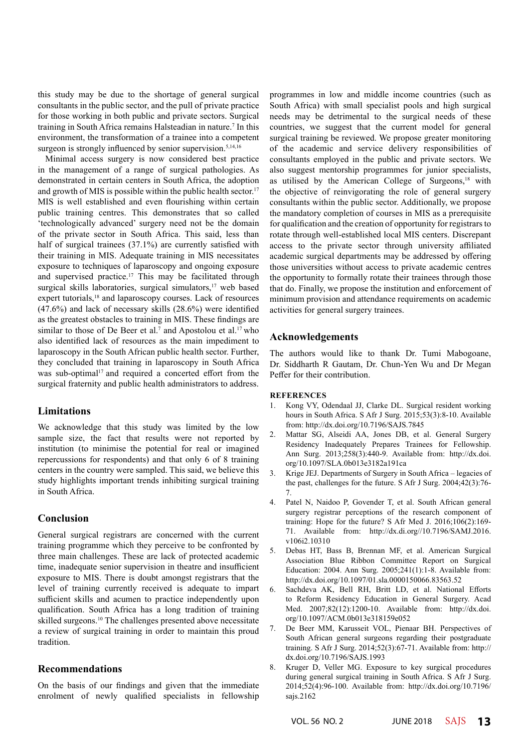this study may be due to the shortage of general surgical consultants in the public sector, and the pull of private practice for those working in both public and private sectors. Surgical training in South Africa remains Halsteadian in nature.[7] In this environment, the transformation of a trainee into a competent surgeon is strongly influenced by senior supervision.[5,14,16]

Minimal access surgery is now considered best practice in the management of a range of surgical pathologies. As demonstrated in certain centers in South Africa, the adoption and growth of MIS is possible within the public health sector.[17] MIS is well established and even flourishing within certain public training centres. This demonstrates that so called 'technologically advanced' surgery need not be the domain of the private sector in South Africa. This said, less than half of surgical trainees (37.1%) are currently satisfied with their training in MIS. Adequate training in MIS necessitates exposure to techniques of laparoscopy and ongoing exposure and supervised practice.[17] This may be facilitated through surgical skills laboratories, surgical simulators,[17] web based expert tutorials,[18] and laparoscopy courses. Lack of resources (47.6%) and lack of necessary skills (28.6%) were identified as the greatest obstacles to training in MIS. These findings are similar to those of De Beer et al.[7] and Apostolou et al.[17] who also identified lack of resources as the main impediment to laparoscopy in the South African public health sector. Further, they concluded that training in laparoscopy in South Africa was sub-optimal[17] and required a concerted effort from the surgical fraternity and public health administrators to address.

## Limitations

We acknowledge that this study was limited by the low sample size, the fact that results were not reported by institution (to minimise the potential for real or imagined repercussions for respondents) and that only 6 of 8 training centers in the country were sampled. This said, we believe this study highlights important trends inhibiting surgical training in South Africa.

## Conclusion

General surgical registrars are concerned with the current training programme which they perceive to be confronted by three main challenges. These are lack of protected academic time, inadequate senior supervision in theatre and insufficient exposure to MIS. There is doubt amongst registrars that the level of training currently received is adequate to impart sufficient skills and acumen to practice independently upon qualification. South Africa has a long tradition of training skilled surgeons.[10] The challenges presented above necessitate a review of surgical training in order to maintain this proud tradition.

## Recommendations

On the basis of our findings and given that the immediate enrolment of newly qualified specialists in fellowship programmes in low and middle income countries (such as South Africa) with small specialist pools and high surgical needs may be detrimental to the surgical needs of these countries, we suggest that the current model for general surgical training be reviewed. We propose greater monitoring of the academic and service delivery responsibilities of consultants employed in the public and private sectors. We also suggest mentorship programmes for junior specialists, as utilised by the American College of Surgeons,[18] with the objective of reinvigorating the role of general surgery consultants within the public sector. Additionally, we propose the mandatory completion of courses in MIS as a prerequisite for qualification and the creation of opportunity for registrars to rotate through well-established local MIS centers. Discrepant access to the private sector through university affiliated academic surgical departments may be addressed by offering those universities without access to private academic centres the opportunity to formally rotate their trainees through those that do. Finally, we propose the institution and enforcement of minimum provision and attendance requirements on academic activities for general surgery trainees.

## Acknowledgements

The authors would like to thank Dr. Tumi Mabogoane, Dr. Siddharth R Gautam, Dr. Chun-Yen Wu and Dr Megan Peffer for their contribution.

### REFERENCES

1. Kong VY, Odendaal JJ, Clarke DL. Surgical resident working hours in South Africa. S Afr J Surg. 2015;53(3):8-10. Available from: http://dx.doi.org/10.7196/SAJS.7845
2. Mattar SG, Alseidi AA, Jones DB, et al. General Surgery Residency Inadequately Prepares Trainees for Fellowship. Ann Surg. 2013;258(3):440-9. Available from: http://dx.doi.org/10.1097/SLA.0b013e3182a191ca
3. Krige JEJ. Departments of Surgery in South Africa – legacies of the past, challenges for the future. S Afr J Surg. 2004;42(3):76-7.
4. Patel N, Naidoo P, Govender T, et al. South African general surgery registrar perceptions of the research component of training: Hope for the future? S Afr Med J. 2016;106(2):169-71. Available from: http://dx.di.org//10.7196/SAMJ.2016.v106i2.10310
5. Debas HT, Bass B, Brennan MF, et al. American Surgical Association Blue Ribbon Committee Report on Surgical Education: 2004. Ann Surg. 2005;241(1):1-8. Available from: http://dx.doi.org/10.1097/01.sla.0000150066.83563.52
6. Sachdeva AK, Bell RH, Britt LD, et al. National Efforts to Reform Residency Education in General Surgery. Acad Med. 2007;82(12):1200-10. Available from: http://dx.doi.org/10.1097/ACM.0b013e318159e052
7. De Beer MM, Karusseit VOL, Pienaar BH. Perspectives of South African general surgeons regarding their postgraduate training. S Afr J Surg. 2014;52(3):67-71. Available from: http://dx.doi.org/10.7196/SAJS.1993
8. Kruger D, Veller MG. Exposure to key surgical procedures during general surgical training in South Africa. S Afr J Surg. 2014;52(4):96-100. Available from: http://dx.doi.org/10.7196/sajs.2162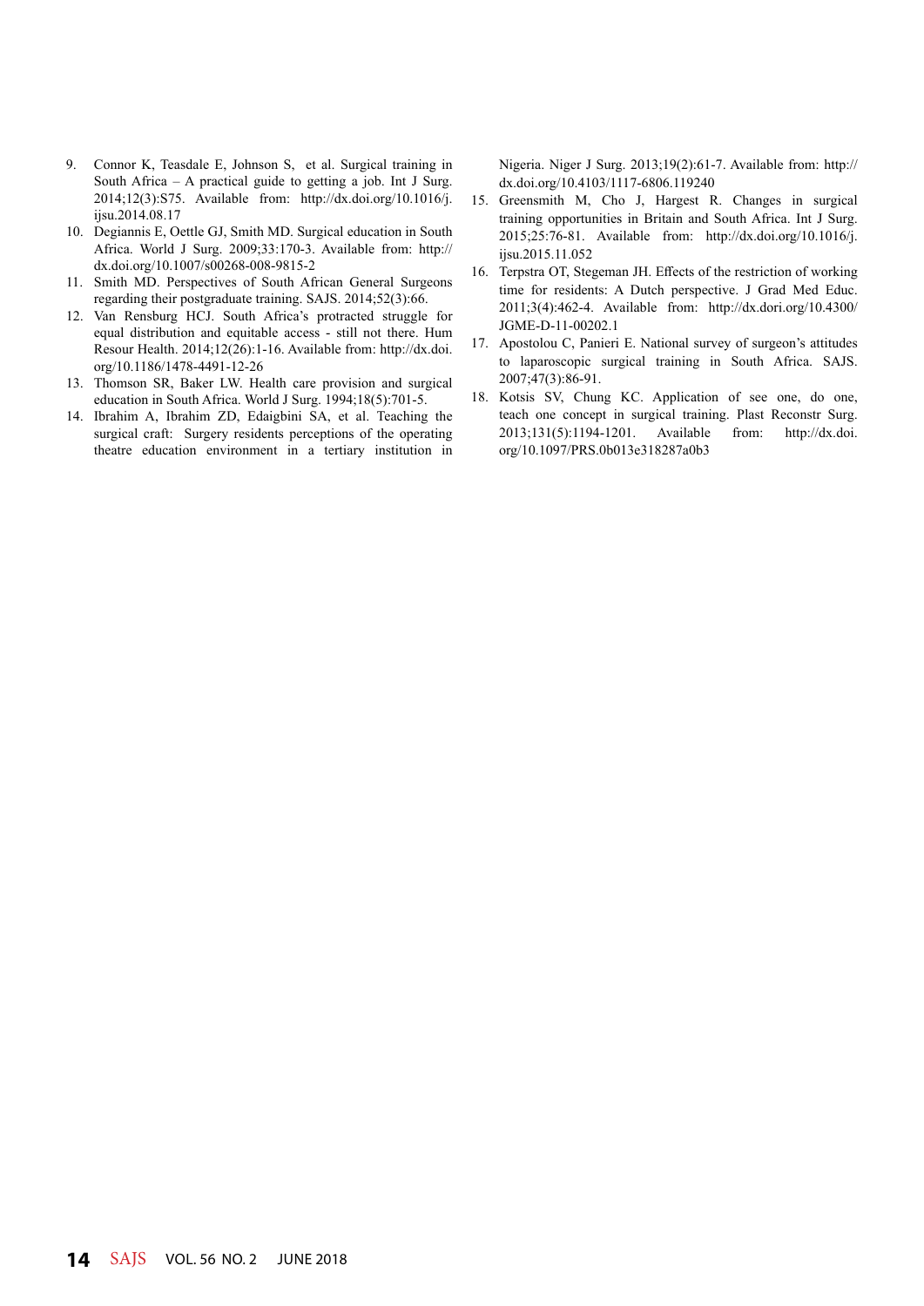9. Connor K, Teasdale E, Johnson S, et al. Surgical training in South Africa – A practical guide to getting a job. Int J Surg. 2014;12(3):S75. Available from: http://dx.doi.org/10.1016/j.ijsu.2014.08.17
10. Degiannis E, Oettle GJ, Smith MD. Surgical education in South Africa. World J Surg. 2009;33:170-3. Available from: http://dx.doi.org/10.1007/s00268-008-9815-2
11. Smith MD. Perspectives of South African General Surgeons regarding their postgraduate training. SAJS. 2014;52(3):66.
12. Van Rensburg HCJ. South Africa's protracted struggle for equal distribution and equitable access - still not there. Hum Resour Health. 2014;12(26):1-16. Available from: http://dx.doi.org/10.1186/1478-4491-12-26
13. Thomson SR, Baker LW. Health care provision and surgical education in South Africa. World J Surg. 1994;18(5):701-5.
14. Ibrahim A, Ibrahim ZD, Edaigbini SA, et al. Teaching the surgical craft: Surgery residents perceptions of the operating theatre education environment in a tertiary institution in Nigeria. Niger J Surg. 2013;19(2):61-7. Available from: http://dx.doi.org/10.4103/1117-6806.119240
15. Greensmith M, Cho J, Hargest R. Changes in surgical training opportunities in Britain and South Africa. Int J Surg. 2015;25:76-81. Available from: http://dx.doi.org/10.1016/j.ijsu.2015.11.052
16. Terpstra OT, Stegeman JH. Effects of the restriction of working time for residents: A Dutch perspective. J Grad Med Educ. 2011;3(4):462-4. Available from: http://dx.dori.org/10.4300/JGME-D-11-00202.1
17. Apostolou C, Panieri E. National survey of surgeon's attitudes to laparoscopic surgical training in South Africa. SAJS. 2007;47(3):86-91.
18. Kotsis SV, Chung KC. Application of see one, do one, teach one concept in surgical training. Plast Reconstr Surg. 2013;131(5):1194-1201. Available from: http://dx.doi.org/10.1097/PRS.0b013e318287a0b3